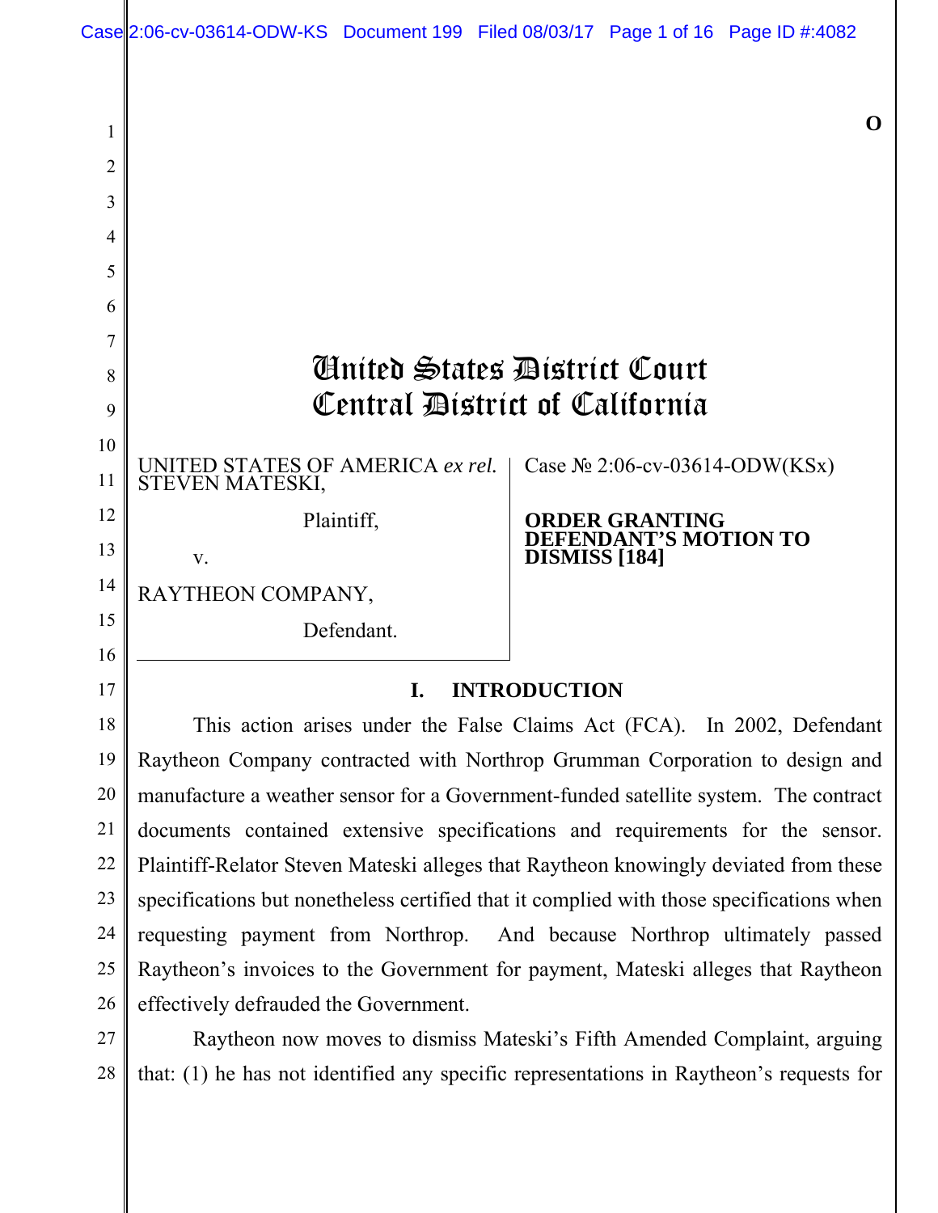O

# United States District Court
# Central District of California

UNITED STATES OF AMERICA *ex rel.* STEVEN MATESKI,

Plaintiff,

v.

RAYTHEON COMPANY,

Defendant.

Case № 2:06-cv-03614-ODW(KSx)

**ORDER GRANTING DEFENDANT'S MOTION TO DISMISS [184]**

## I. INTRODUCTION

This action arises under the False Claims Act (FCA). In 2002, Defendant Raytheon Company contracted with Northrop Grumman Corporation to design and manufacture a weather sensor for a Government-funded satellite system. The contract documents contained extensive specifications and requirements for the sensor. Plaintiff-Relator Steven Mateski alleges that Raytheon knowingly deviated from these specifications but nonetheless certified that it complied with those specifications when requesting payment from Northrop. And because Northrop ultimately passed Raytheon's invoices to the Government for payment, Mateski alleges that Raytheon effectively defrauded the Government.

Raytheon now moves to dismiss Mateski's Fifth Amended Complaint, arguing that: (1) he has not identified any specific representations in Raytheon's requests for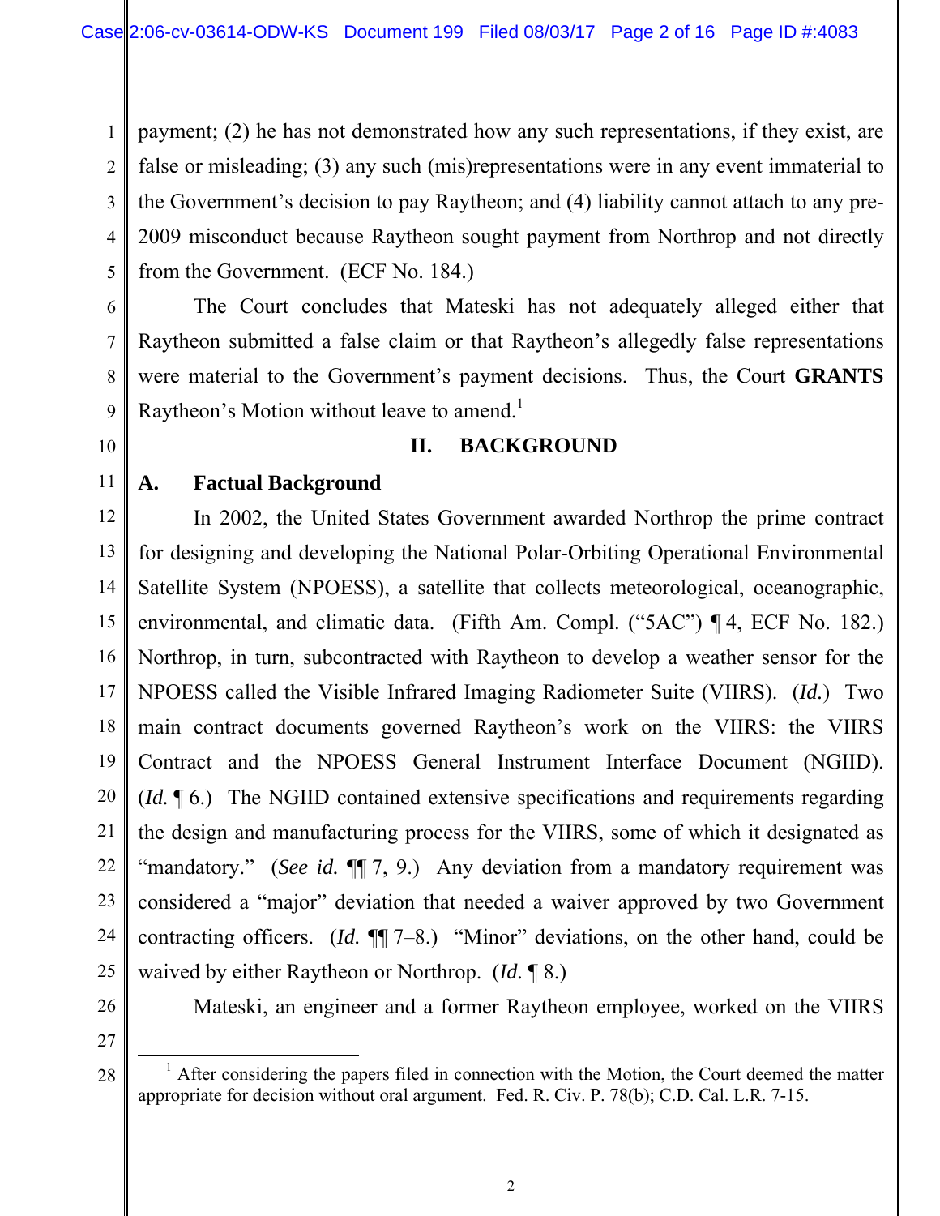payment; (2) he has not demonstrated how any such representations, if they exist, are false or misleading; (3) any such (mis)representations were in any event immaterial to the Government's decision to pay Raytheon; and (4) liability cannot attach to any pre-2009 misconduct because Raytheon sought payment from Northrop and not directly from the Government. (ECF No. 184.)

The Court concludes that Mateski has not adequately alleged either that Raytheon submitted a false claim or that Raytheon's allegedly false representations were material to the Government's payment decisions. Thus, the Court **GRANTS** Raytheon's Motion without leave to amend.[1]

## II. BACKGROUND

### A. Factual Background

In 2002, the United States Government awarded Northrop the prime contract for designing and developing the National Polar-Orbiting Operational Environmental Satellite System (NPOESS), a satellite that collects meteorological, oceanographic, environmental, and climatic data. (Fifth Am. Compl. ("5AC") ¶ 4, ECF No. 182.) Northrop, in turn, subcontracted with Raytheon to develop a weather sensor for the NPOESS called the Visible Infrared Imaging Radiometer Suite (VIIRS). (*Id.*) Two main contract documents governed Raytheon's work on the VIIRS: the VIIRS Contract and the NPOESS General Instrument Interface Document (NGIID). (*Id.* ¶ 6.) The NGIID contained extensive specifications and requirements regarding the design and manufacturing process for the VIIRS, some of which it designated as "mandatory." (*See id.* ¶¶ 7, 9.) Any deviation from a mandatory requirement was considered a "major" deviation that needed a waiver approved by two Government contracting officers. (*Id.* ¶¶ 7–8.) "Minor" deviations, on the other hand, could be waived by either Raytheon or Northrop. (*Id.* ¶ 8.)

Mateski, an engineer and a former Raytheon employee, worked on the VIIRS

[1] After considering the papers filed in connection with the Motion, the Court deemed the matter appropriate for decision without oral argument. Fed. R. Civ. P. 78(b); C.D. Cal. L.R. 7-15.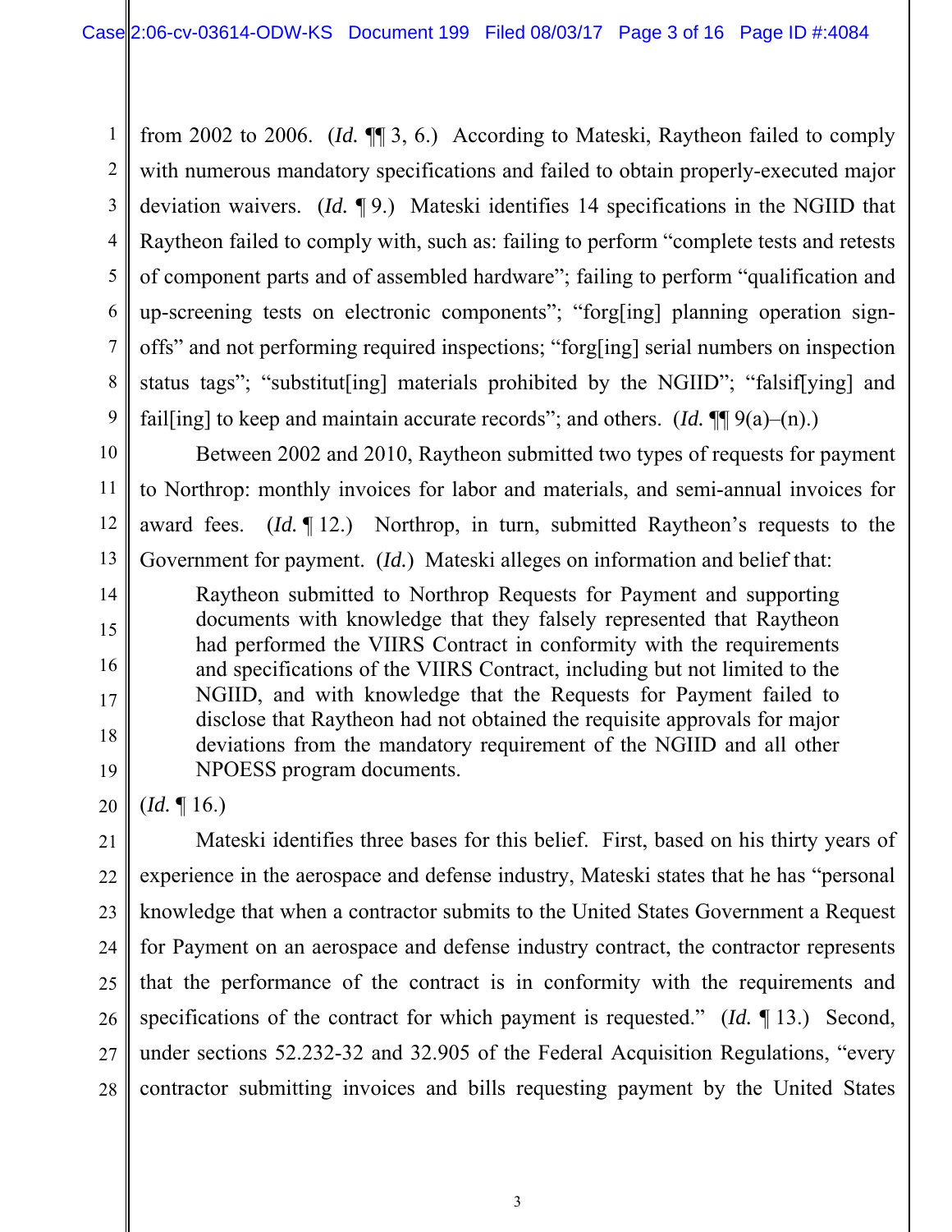from 2002 to 2006. (*Id.* ¶¶ 3, 6.) According to Mateski, Raytheon failed to comply with numerous mandatory specifications and failed to obtain properly-executed major deviation waivers. (*Id.* ¶ 9.) Mateski identifies 14 specifications in the NGIID that Raytheon failed to comply with, such as: failing to perform "complete tests and retests of component parts and of assembled hardware"; failing to perform "qualification and up-screening tests on electronic components"; "forg[ing] planning operation sign-offs" and not performing required inspections; "forg[ing] serial numbers on inspection status tags"; "substitut[ing] materials prohibited by the NGIID"; "falsif[ying] and fail[ing] to keep and maintain accurate records"; and others. (*Id.* ¶¶ 9(a)–(n).)

Between 2002 and 2010, Raytheon submitted two types of requests for payment to Northrop: monthly invoices for labor and materials, and semi-annual invoices for award fees. (*Id.* ¶ 12.) Northrop, in turn, submitted Raytheon's requests to the Government for payment. (*Id.*) Mateski alleges on information and belief that:

> Raytheon submitted to Northrop Requests for Payment and supporting documents with knowledge that they falsely represented that Raytheon had performed the VIIRS Contract in conformity with the requirements and specifications of the VIIRS Contract, including but not limited to the NGIID, and with knowledge that the Requests for Payment failed to disclose that Raytheon had not obtained the requisite approvals for major deviations from the mandatory requirement of the NGIID and all other NPOESS program documents.

(*Id.* ¶ 16.)

Mateski identifies three bases for this belief. First, based on his thirty years of experience in the aerospace and defense industry, Mateski states that he has "personal knowledge that when a contractor submits to the United States Government a Request for Payment on an aerospace and defense industry contract, the contractor represents that the performance of the contract is in conformity with the requirements and specifications of the contract for which payment is requested." (*Id.* ¶ 13.) Second, under sections 52.232-32 and 32.905 of the Federal Acquisition Regulations, "every contractor submitting invoices and bills requesting payment by the United States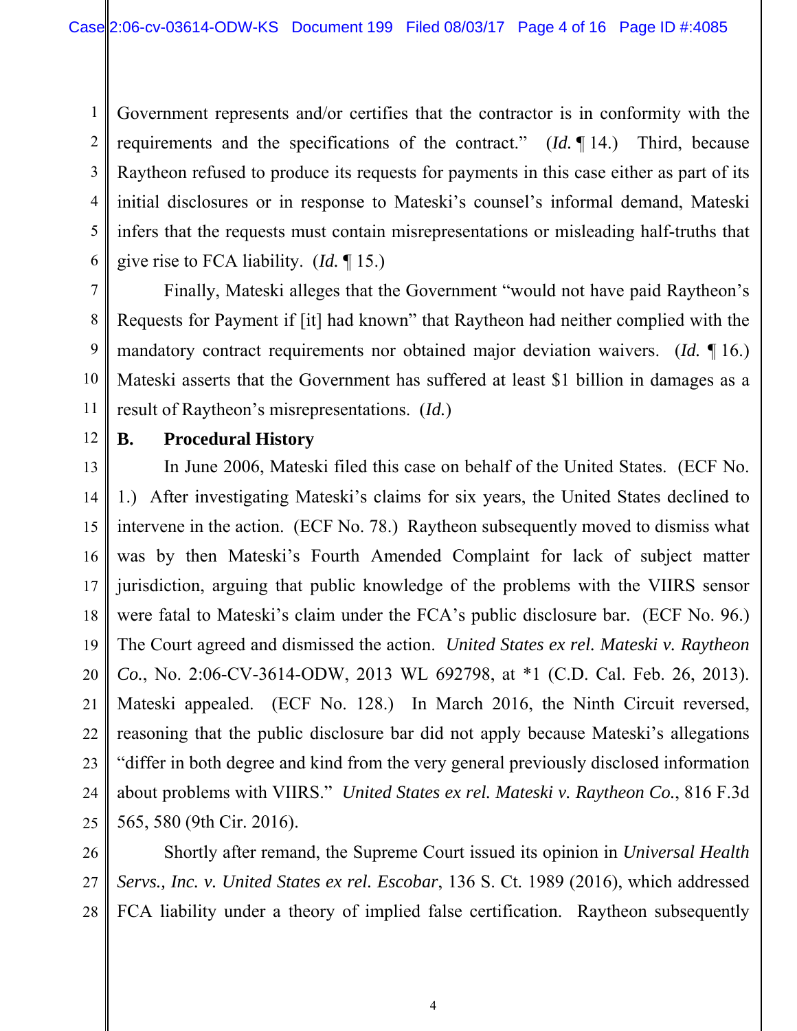Government represents and/or certifies that the contractor is in conformity with the requirements and the specifications of the contract." (*Id.* ¶ 14.) Third, because Raytheon refused to produce its requests for payments in this case either as part of its initial disclosures or in response to Mateski's counsel's informal demand, Mateski infers that the requests must contain misrepresentations or misleading half-truths that give rise to FCA liability. (*Id.* ¶ 15.)

Finally, Mateski alleges that the Government "would not have paid Raytheon's Requests for Payment if [it] had known" that Raytheon had neither complied with the mandatory contract requirements nor obtained major deviation waivers. (*Id.* ¶ 16.) Mateski asserts that the Government has suffered at least $1 billion in damages as a result of Raytheon's misrepresentations. (*Id.*)

## B. Procedural History

In June 2006, Mateski filed this case on behalf of the United States. (ECF No. 1.) After investigating Mateski's claims for six years, the United States declined to intervene in the action. (ECF No. 78.) Raytheon subsequently moved to dismiss what was by then Mateski's Fourth Amended Complaint for lack of subject matter jurisdiction, arguing that public knowledge of the problems with the VIIRS sensor were fatal to Mateski's claim under the FCA's public disclosure bar. (ECF No. 96.) The Court agreed and dismissed the action. *United States ex rel. Mateski v. Raytheon Co.*, No. 2:06-CV-3614-ODW, 2013 WL 692798, at *1 (C.D. Cal. Feb. 26, 2013). Mateski appealed. (ECF No. 128.) In March 2016, the Ninth Circuit reversed, reasoning that the public disclosure bar did not apply because Mateski's allegations "differ in both degree and kind from the very general previously disclosed information about problems with VIIRS." *United States ex rel. Mateski v. Raytheon Co.*, 816 F.3d 565, 580 (9th Cir. 2016).

Shortly after remand, the Supreme Court issued its opinion in *Universal Health Servs., Inc. v. United States ex rel. Escobar*, 136 S. Ct. 1989 (2016), which addressed FCA liability under a theory of implied false certification. Raytheon subsequently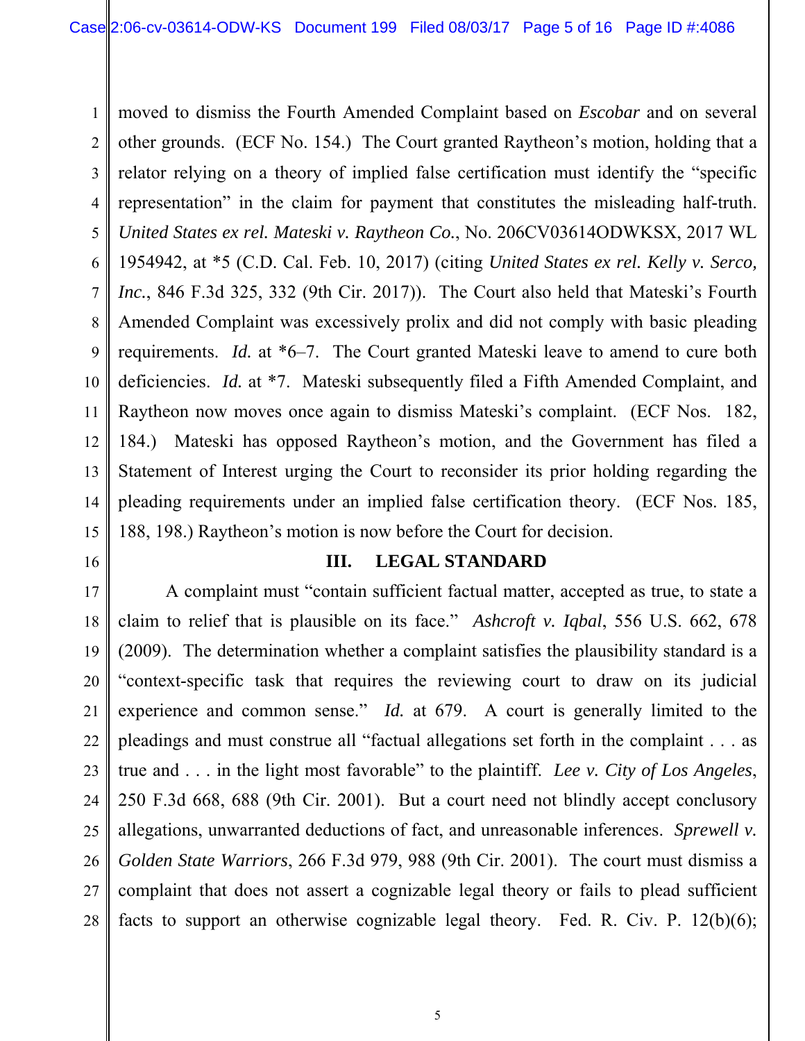moved to dismiss the Fourth Amended Complaint based on *Escobar* and on several other grounds. (ECF No. 154.) The Court granted Raytheon's motion, holding that a relator relying on a theory of implied false certification must identify the "specific representation" in the claim for payment that constitutes the misleading half-truth. *United States ex rel. Mateski v. Raytheon Co.*, No. 206CV03614ODWKSX, 2017 WL 1954942, at *5 (C.D. Cal. Feb. 10, 2017) (citing *United States ex rel. Kelly v. Serco, Inc.*, 846 F.3d 325, 332 (9th Cir. 2017)). The Court also held that Mateski's Fourth Amended Complaint was excessively prolix and did not comply with basic pleading requirements. *Id.* at *6–7. The Court granted Mateski leave to amend to cure both deficiencies. *Id.* at *7. Mateski subsequently filed a Fifth Amended Complaint, and Raytheon now moves once again to dismiss Mateski's complaint. (ECF Nos. 182, 184.) Mateski has opposed Raytheon's motion, and the Government has filed a Statement of Interest urging the Court to reconsider its prior holding regarding the pleading requirements under an implied false certification theory. (ECF Nos. 185, 188, 198.) Raytheon's motion is now before the Court for decision.

## III. LEGAL STANDARD

A complaint must "contain sufficient factual matter, accepted as true, to state a claim to relief that is plausible on its face." *Ashcroft v. Iqbal*, 556 U.S. 662, 678 (2009). The determination whether a complaint satisfies the plausibility standard is a "context-specific task that requires the reviewing court to draw on its judicial experience and common sense." *Id.* at 679. A court is generally limited to the pleadings and must construe all "factual allegations set forth in the complaint . . . as true and . . . in the light most favorable" to the plaintiff. *Lee v. City of Los Angeles*, 250 F.3d 668, 688 (9th Cir. 2001). But a court need not blindly accept conclusory allegations, unwarranted deductions of fact, and unreasonable inferences. *Sprewell v. Golden State Warriors*, 266 F.3d 979, 988 (9th Cir. 2001). The court must dismiss a complaint that does not assert a cognizable legal theory or fails to plead sufficient facts to support an otherwise cognizable legal theory. Fed. R. Civ. P. 12(b)(6);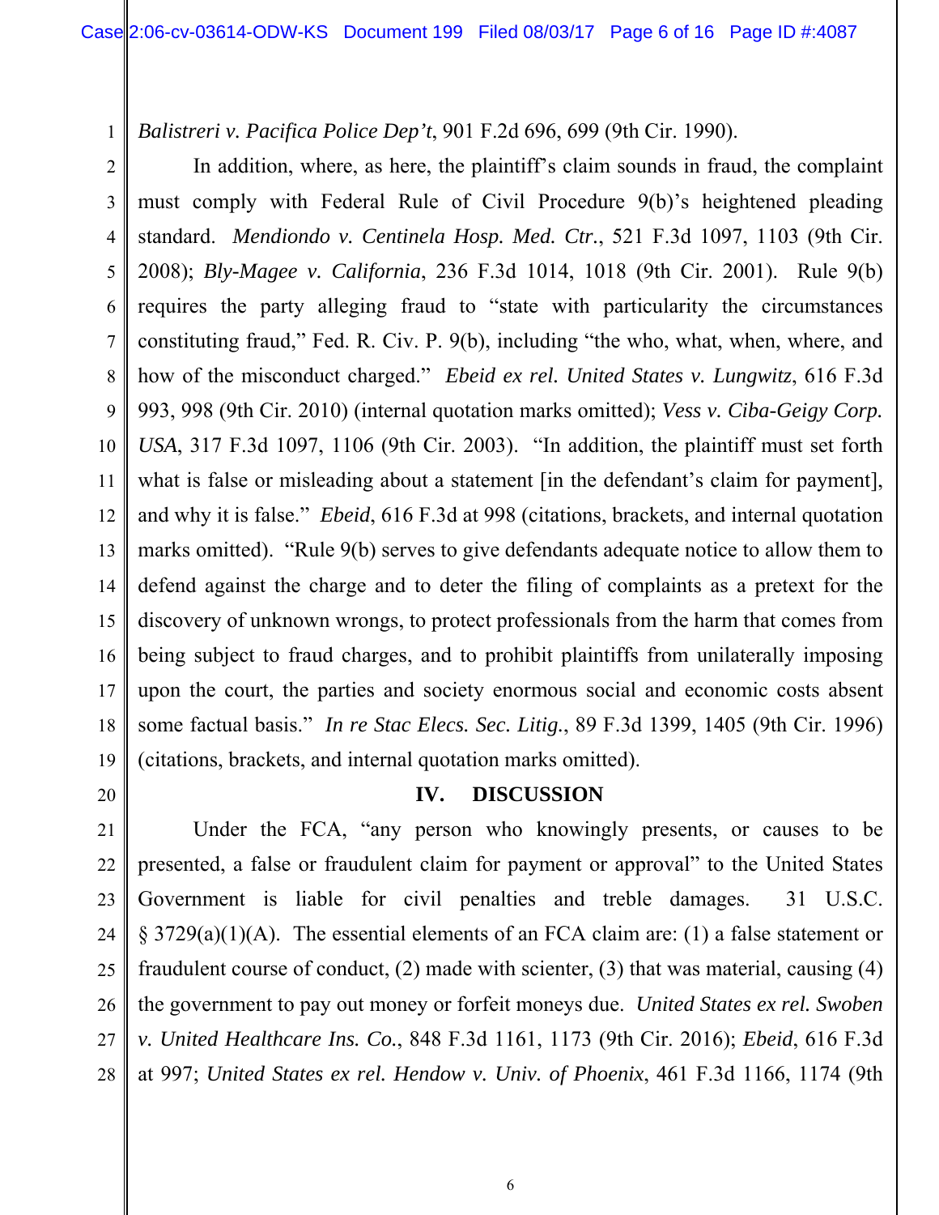*Balistreri v. Pacifica Police Dep't*, 901 F.2d 696, 699 (9th Cir. 1990).

In addition, where, as here, the plaintiff's claim sounds in fraud, the complaint must comply with Federal Rule of Civil Procedure 9(b)'s heightened pleading standard. *Mendiondo v. Centinela Hosp. Med. Ctr.*, 521 F.3d 1097, 1103 (9th Cir. 2008); *Bly-Magee v. California*, 236 F.3d 1014, 1018 (9th Cir. 2001). Rule 9(b) requires the party alleging fraud to "state with particularity the circumstances constituting fraud," Fed. R. Civ. P. 9(b), including "the who, what, when, where, and how of the misconduct charged." *Ebeid ex rel. United States v. Lungwitz*, 616 F.3d 993, 998 (9th Cir. 2010) (internal quotation marks omitted); *Vess v. Ciba-Geigy Corp. USA*, 317 F.3d 1097, 1106 (9th Cir. 2003). "In addition, the plaintiff must set forth what is false or misleading about a statement [in the defendant's claim for payment], and why it is false." *Ebeid*, 616 F.3d at 998 (citations, brackets, and internal quotation marks omitted). "Rule 9(b) serves to give defendants adequate notice to allow them to defend against the charge and to deter the filing of complaints as a pretext for the discovery of unknown wrongs, to protect professionals from the harm that comes from being subject to fraud charges, and to prohibit plaintiffs from unilaterally imposing upon the court, the parties and society enormous social and economic costs absent some factual basis." *In re Stac Elecs. Sec. Litig.*, 89 F.3d 1399, 1405 (9th Cir. 1996) (citations, brackets, and internal quotation marks omitted).

## IV. DISCUSSION

Under the FCA, "any person who knowingly presents, or causes to be presented, a false or fraudulent claim for payment or approval" to the United States Government is liable for civil penalties and treble damages. 31 U.S.C. § 3729(a)(1)(A). The essential elements of an FCA claim are: (1) a false statement or fraudulent course of conduct, (2) made with scienter, (3) that was material, causing (4) the government to pay out money or forfeit moneys due. *United States ex rel. Swoben v. United Healthcare Ins. Co.*, 848 F.3d 1161, 1173 (9th Cir. 2016); *Ebeid*, 616 F.3d at 997; *United States ex rel. Hendow v. Univ. of Phoenix*, 461 F.3d 1166, 1174 (9th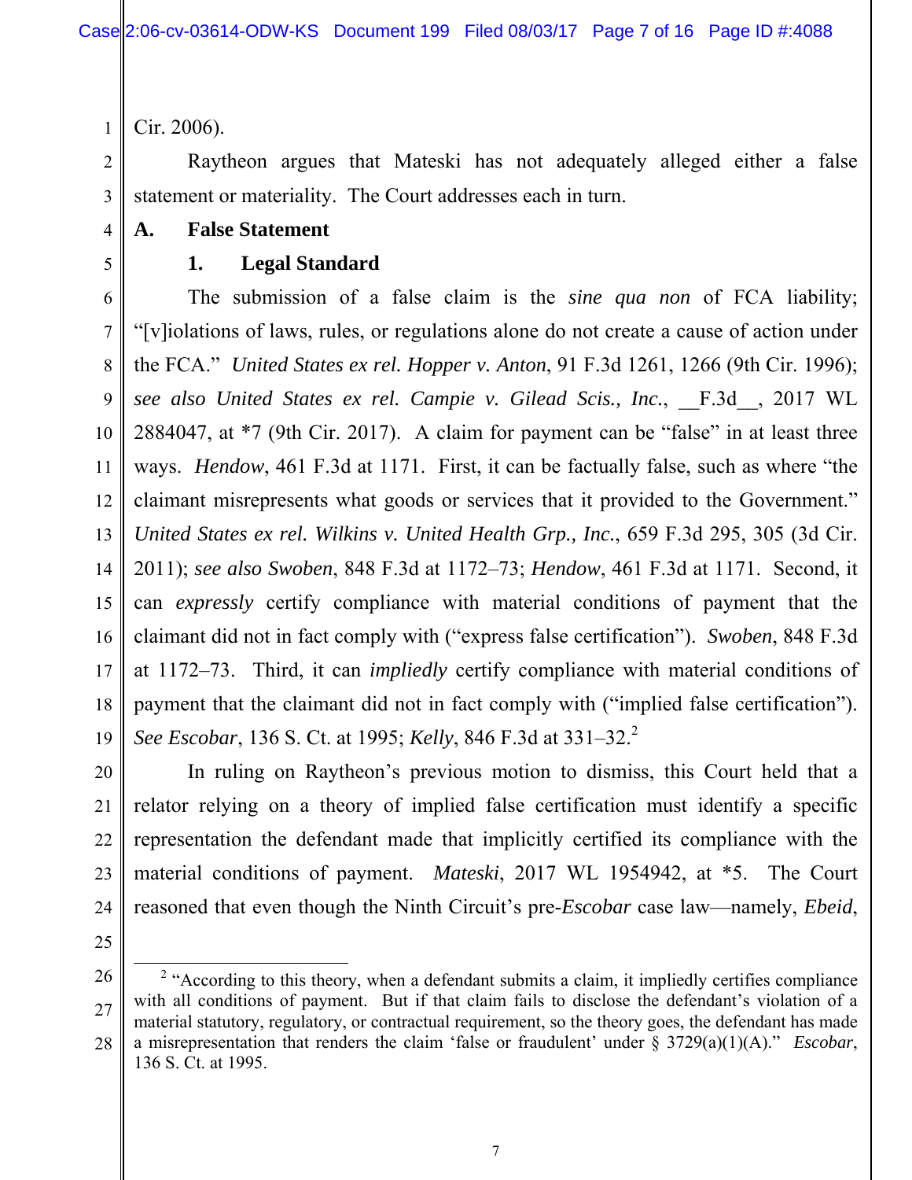Cir. 2006).

Raytheon argues that Mateski has not adequately alleged either a false statement or materiality. The Court addresses each in turn.

### A. False Statement

#### 1. Legal Standard

The submission of a false claim is the *sine qua non* of FCA liability; "[v]iolations of laws, rules, or regulations alone do not create a cause of action under the FCA." *United States ex rel. Hopper v. Anton*, 91 F.3d 1261, 1266 (9th Cir. 1996); *see also United States ex rel. Campie v. Gilead Scis., Inc.*, __F.3d__, 2017 WL 2884047, at *7 (9th Cir. 2017). A claim for payment can be "false" in at least three ways. *Hendow*, 461 F.3d at 1171. First, it can be factually false, such as where "the claimant misrepresents what goods or services that it provided to the Government." *United States ex rel. Wilkins v. United Health Grp., Inc.*, 659 F.3d 295, 305 (3d Cir. 2011); *see also Swoben*, 848 F.3d at 1172–73; *Hendow*, 461 F.3d at 1171. Second, it can *expressly* certify compliance with material conditions of payment that the claimant did not in fact comply with ("express false certification"). *Swoben*, 848 F.3d at 1172–73. Third, it can *impliedly* certify compliance with material conditions of payment that the claimant did not in fact comply with ("implied false certification"). *See Escobar*, 136 S. Ct. at 1995; *Kelly*, 846 F.3d at 331–32.[2]

In ruling on Raytheon's previous motion to dismiss, this Court held that a relator relying on a theory of implied false certification must identify a specific representation the defendant made that implicitly certified its compliance with the material conditions of payment. *Mateski*, 2017 WL 1954942, at *5. The Court reasoned that even though the Ninth Circuit's pre-*Escobar* case law—namely, *Ebeid*,

---

[2] "According to this theory, when a defendant submits a claim, it impliedly certifies compliance with all conditions of payment. But if that claim fails to disclose the defendant's violation of a material statutory, regulatory, or contractual requirement, so the theory goes, the defendant has made a misrepresentation that renders the claim 'false or fraudulent' under § 3729(a)(1)(A)." *Escobar*, 136 S. Ct. at 1995.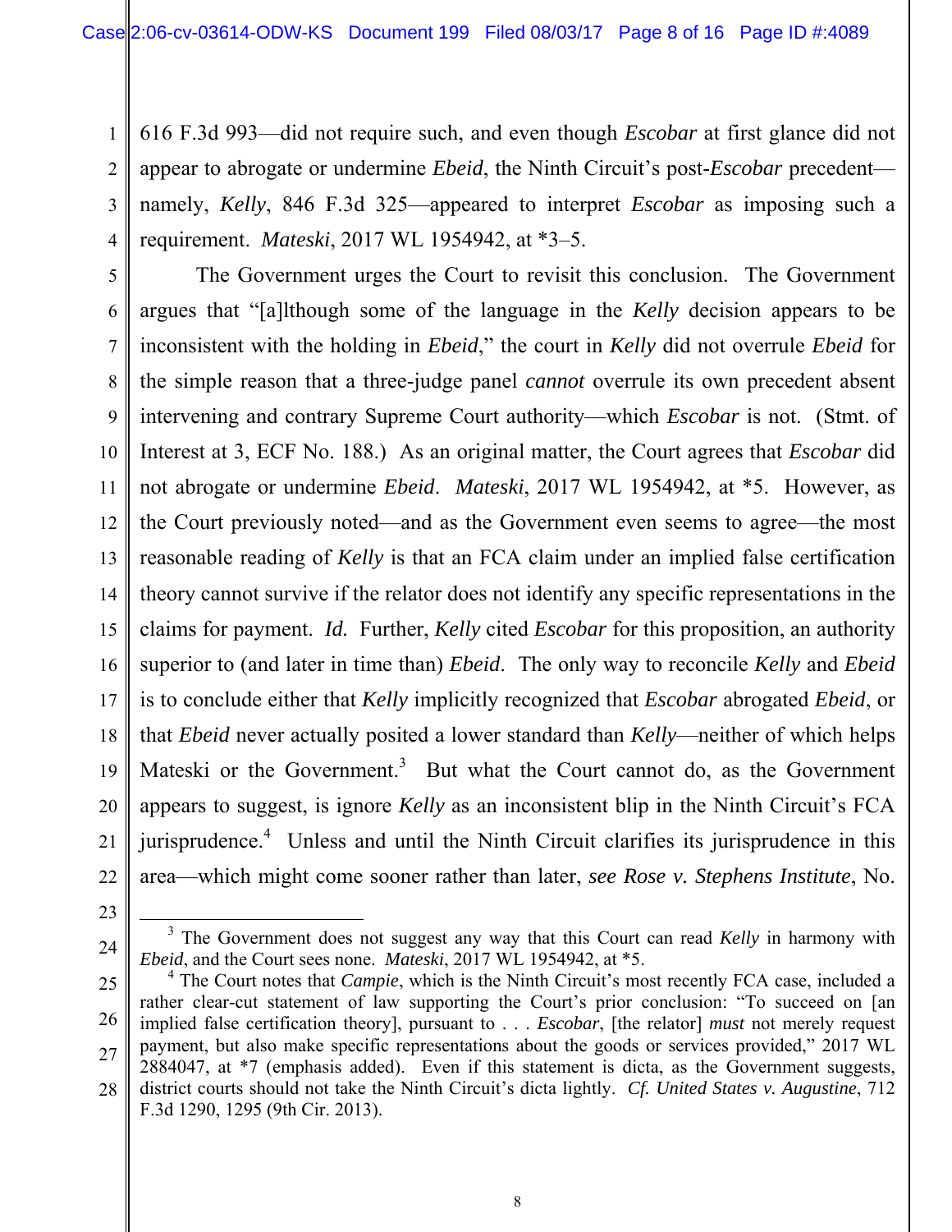616 F.3d 993—did not require such, and even though *Escobar* at first glance did not appear to abrogate or undermine *Ebeid*, the Ninth Circuit's post-*Escobar* precedent—namely, *Kelly*, 846 F.3d 325—appeared to interpret *Escobar* as imposing such a requirement. *Mateski*, 2017 WL 1954942, at *3–5.

The Government urges the Court to revisit this conclusion. The Government argues that "[a]lthough some of the language in the *Kelly* decision appears to be inconsistent with the holding in *Ebeid*," the court in *Kelly* did not overrule *Ebeid* for the simple reason that a three-judge panel *cannot* overrule its own precedent absent intervening and contrary Supreme Court authority—which *Escobar* is not. (Stmt. of Interest at 3, ECF No. 188.) As an original matter, the Court agrees that *Escobar* did not abrogate or undermine *Ebeid*. *Mateski*, 2017 WL 1954942, at *5. However, as the Court previously noted—and as the Government even seems to agree—the most reasonable reading of *Kelly* is that an FCA claim under an implied false certification theory cannot survive if the relator does not identify any specific representations in the claims for payment. *Id.* Further, *Kelly* cited *Escobar* for this proposition, an authority superior to (and later in time than) *Ebeid*. The only way to reconcile *Kelly* and *Ebeid* is to conclude either that *Kelly* implicitly recognized that *Escobar* abrogated *Ebeid*, or that *Ebeid* never actually posited a lower standard than *Kelly*—neither of which helps Mateski or the Government.[3] But what the Court cannot do, as the Government appears to suggest, is ignore *Kelly* as an inconsistent blip in the Ninth Circuit's FCA jurisprudence.[4] Unless and until the Ninth Circuit clarifies its jurisprudence in this area—which might come sooner rather than later, *see Rose v. Stephens Institute*, No.

---

[3] The Government does not suggest any way that this Court can read *Kelly* in harmony with *Ebeid*, and the Court sees none. *Mateski*, 2017 WL 1954942, at *5.

[4] The Court notes that *Campie*, which is the Ninth Circuit's most recently FCA case, included a rather clear-cut statement of law supporting the Court's prior conclusion: "To succeed on [an implied false certification theory], pursuant to . . . *Escobar*, [the relator] *must* not merely request payment, but also make specific representations about the goods or services provided," 2017 WL 2884047, at *7 (emphasis added). Even if this statement is dicta, as the Government suggests, district courts should not take the Ninth Circuit's dicta lightly. *Cf. United States v. Augustine*, 712 F.3d 1290, 1295 (9th Cir. 2013).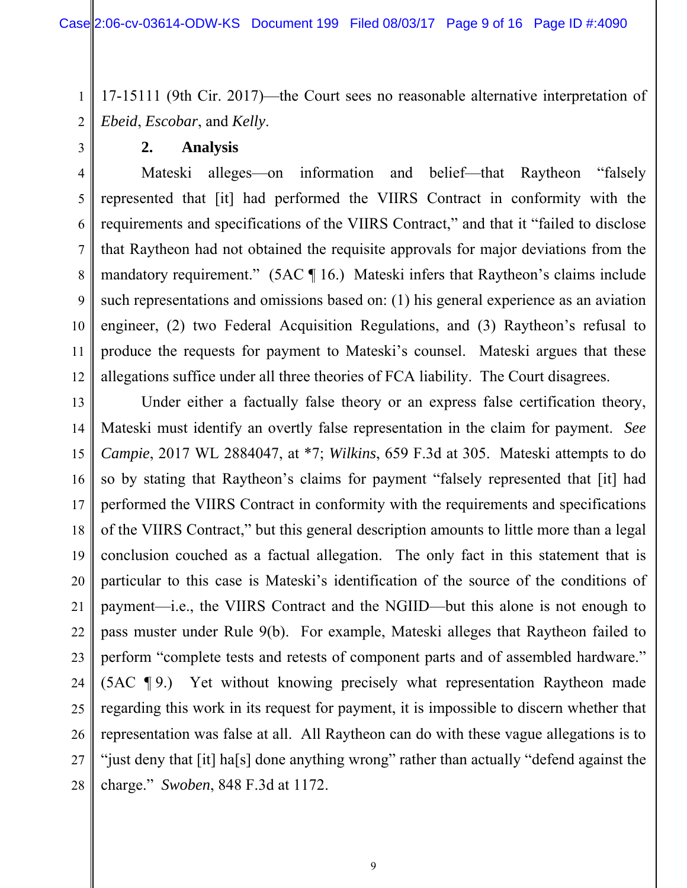17-15111 (9th Cir. 2017)—the Court sees no reasonable alternative interpretation of *Ebeid*, *Escobar*, and *Kelly*.

**2. Analysis**

Mateski alleges—on information and belief—that Raytheon "falsely represented that [it] had performed the VIIRS Contract in conformity with the requirements and specifications of the VIIRS Contract," and that it "failed to disclose that Raytheon had not obtained the requisite approvals for major deviations from the mandatory requirement." (5AC ¶ 16.) Mateski infers that Raytheon's claims include such representations and omissions based on: (1) his general experience as an aviation engineer, (2) two Federal Acquisition Regulations, and (3) Raytheon's refusal to produce the requests for payment to Mateski's counsel. Mateski argues that these allegations suffice under all three theories of FCA liability. The Court disagrees.

Under either a factually false theory or an express false certification theory, Mateski must identify an overtly false representation in the claim for payment. *See Campie*, 2017 WL 2884047, at *7; *Wilkins*, 659 F.3d at 305. Mateski attempts to do so by stating that Raytheon's claims for payment "falsely represented that [it] had performed the VIIRS Contract in conformity with the requirements and specifications of the VIIRS Contract," but this general description amounts to little more than a legal conclusion couched as a factual allegation. The only fact in this statement that is particular to this case is Mateski's identification of the source of the conditions of payment—i.e., the VIIRS Contract and the NGIID—but this alone is not enough to pass muster under Rule 9(b). For example, Mateski alleges that Raytheon failed to perform "complete tests and retests of component parts and of assembled hardware." (5AC ¶ 9.) Yet without knowing precisely what representation Raytheon made regarding this work in its request for payment, it is impossible to discern whether that representation was false at all. All Raytheon can do with these vague allegations is to "just deny that [it] ha[s] done anything wrong" rather than actually "defend against the charge." *Swoben*, 848 F.3d at 1172.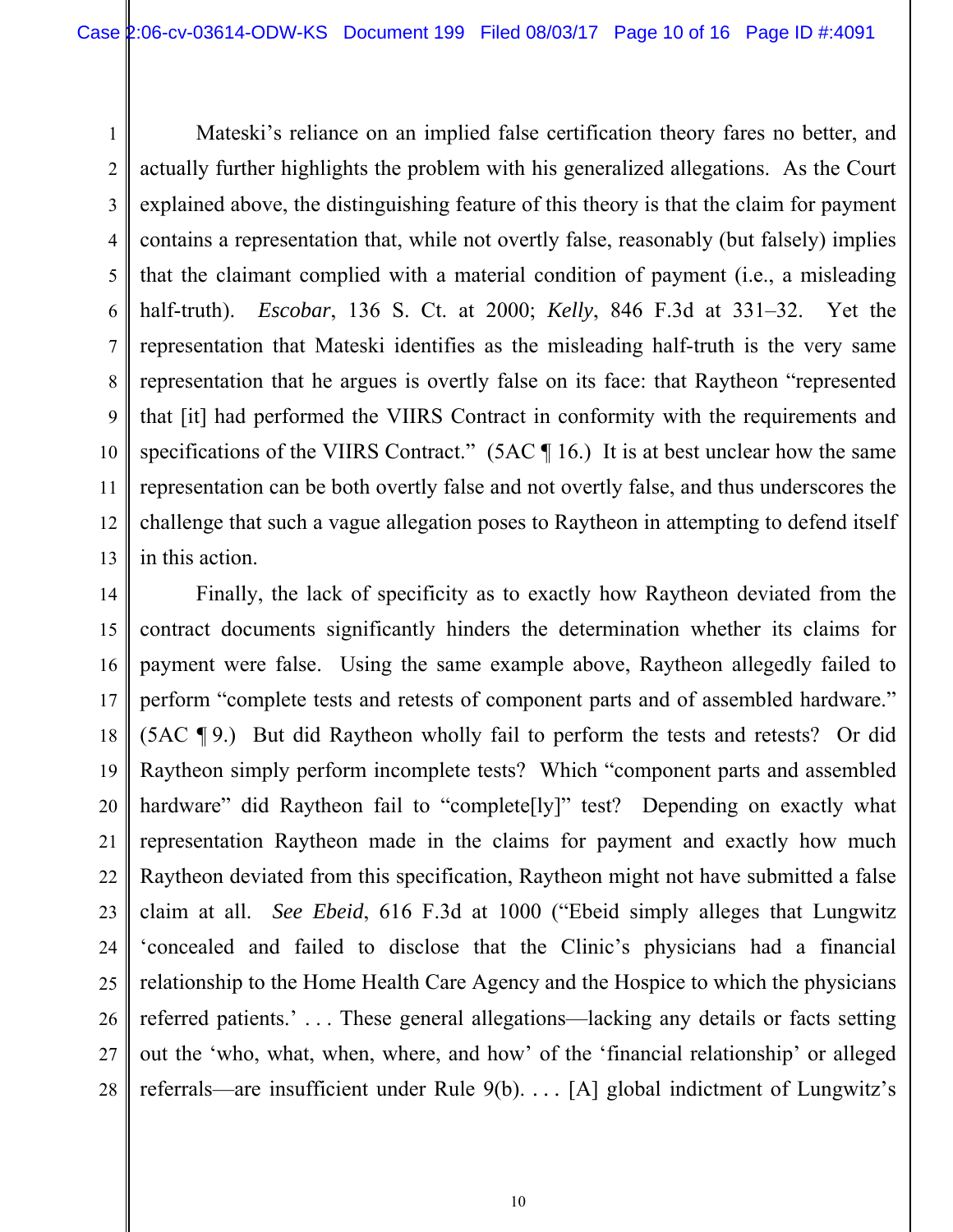Mateski's reliance on an implied false certification theory fares no better, and actually further highlights the problem with his generalized allegations. As the Court explained above, the distinguishing feature of this theory is that the claim for payment contains a representation that, while not overtly false, reasonably (but falsely) implies that the claimant complied with a material condition of payment (i.e., a misleading half-truth). *Escobar*, 136 S. Ct. at 2000; *Kelly*, 846 F.3d at 331–32. Yet the representation that Mateski identifies as the misleading half-truth is the very same representation that he argues is overtly false on its face: that Raytheon "represented that [it] had performed the VIIRS Contract in conformity with the requirements and specifications of the VIIRS Contract." (5AC ¶ 16.) It is at best unclear how the same representation can be both overtly false and not overtly false, and thus underscores the challenge that such a vague allegation poses to Raytheon in attempting to defend itself in this action.

Finally, the lack of specificity as to exactly how Raytheon deviated from the contract documents significantly hinders the determination whether its claims for payment were false. Using the same example above, Raytheon allegedly failed to perform "complete tests and retests of component parts and of assembled hardware." (5AC ¶ 9.) But did Raytheon wholly fail to perform the tests and retests? Or did Raytheon simply perform incomplete tests? Which "component parts and assembled hardware" did Raytheon fail to "complete[ly]" test? Depending on exactly what representation Raytheon made in the claims for payment and exactly how much Raytheon deviated from this specification, Raytheon might not have submitted a false claim at all. *See Ebeid*, 616 F.3d at 1000 ("Ebeid simply alleges that Lungwitz 'concealed and failed to disclose that the Clinic's physicians had a financial relationship to the Home Health Care Agency and the Hospice to which the physicians referred patients.' . . . These general allegations—lacking any details or facts setting out the 'who, what, when, where, and how' of the 'financial relationship' or alleged referrals—are insufficient under Rule 9(b). . . . [A] global indictment of Lungwitz's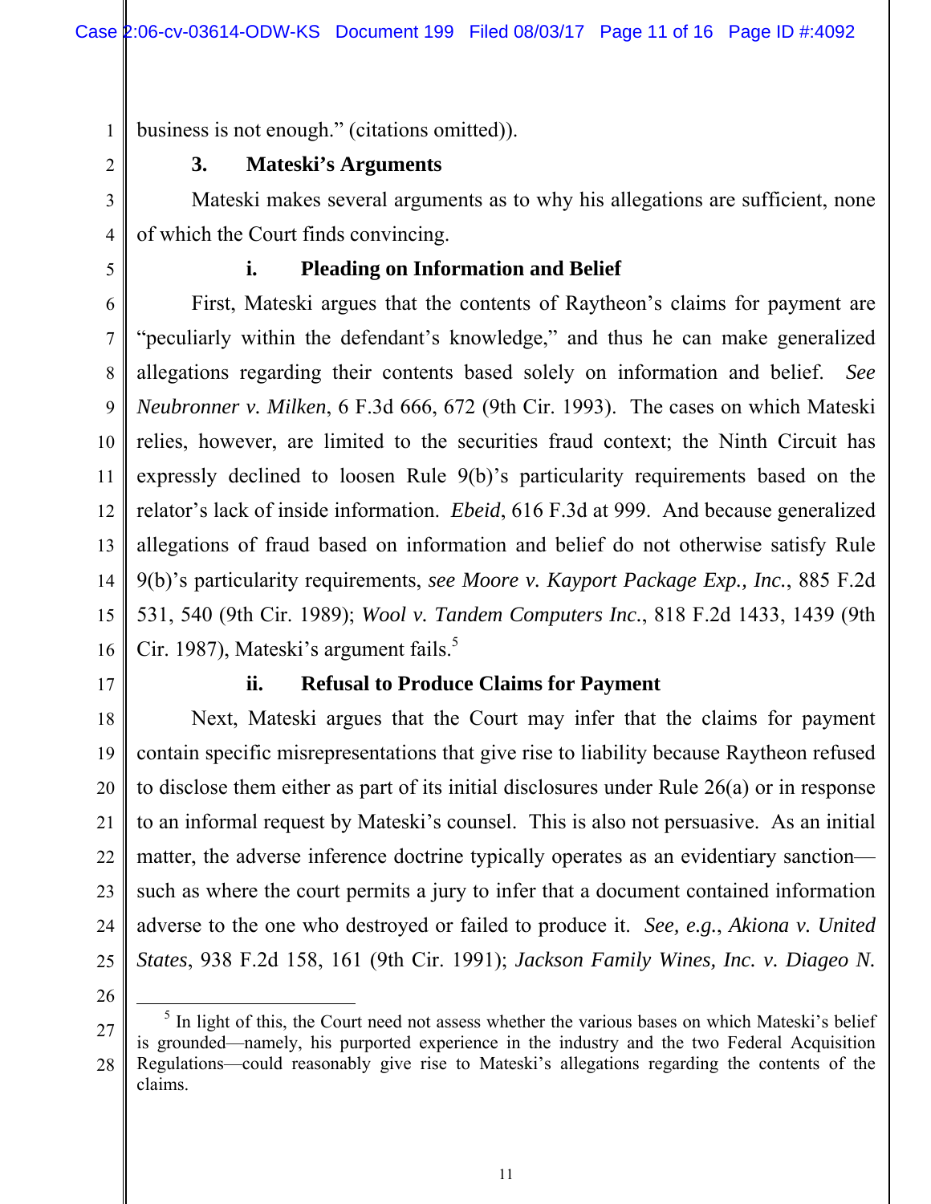business is not enough." (citations omitted)).

### 3. Mateski's Arguments

Mateski makes several arguments as to why his allegations are sufficient, none of which the Court finds convincing.

#### i. Pleading on Information and Belief

First, Mateski argues that the contents of Raytheon's claims for payment are "peculiarly within the defendant's knowledge," and thus he can make generalized allegations regarding their contents based solely on information and belief. *See Neubronner v. Milken*, 6 F.3d 666, 672 (9th Cir. 1993). The cases on which Mateski relies, however, are limited to the securities fraud context; the Ninth Circuit has expressly declined to loosen Rule 9(b)'s particularity requirements based on the relator's lack of inside information. *Ebeid*, 616 F.3d at 999. And because generalized allegations of fraud based on information and belief do not otherwise satisfy Rule 9(b)'s particularity requirements, *see Moore v. Kayport Package Exp., Inc.*, 885 F.2d 531, 540 (9th Cir. 1989); *Wool v. Tandem Computers Inc.*, 818 F.2d 1433, 1439 (9th Cir. 1987), Mateski's argument fails.[5]

#### ii. Refusal to Produce Claims for Payment

Next, Mateski argues that the Court may infer that the claims for payment contain specific misrepresentations that give rise to liability because Raytheon refused to disclose them either as part of its initial disclosures under Rule 26(a) or in response to an informal request by Mateski's counsel. This is also not persuasive. As an initial matter, the adverse inference doctrine typically operates as an evidentiary sanction—such as where the court permits a jury to infer that a document contained information adverse to the one who destroyed or failed to produce it. *See, e.g.*, *Akiona v. United States*, 938 F.2d 158, 161 (9th Cir. 1991); *Jackson Family Wines, Inc. v. Diageo N.*

---

[5] In light of this, the Court need not assess whether the various bases on which Mateski's belief is grounded—namely, his purported experience in the industry and the two Federal Acquisition Regulations—could reasonably give rise to Mateski's allegations regarding the contents of the claims.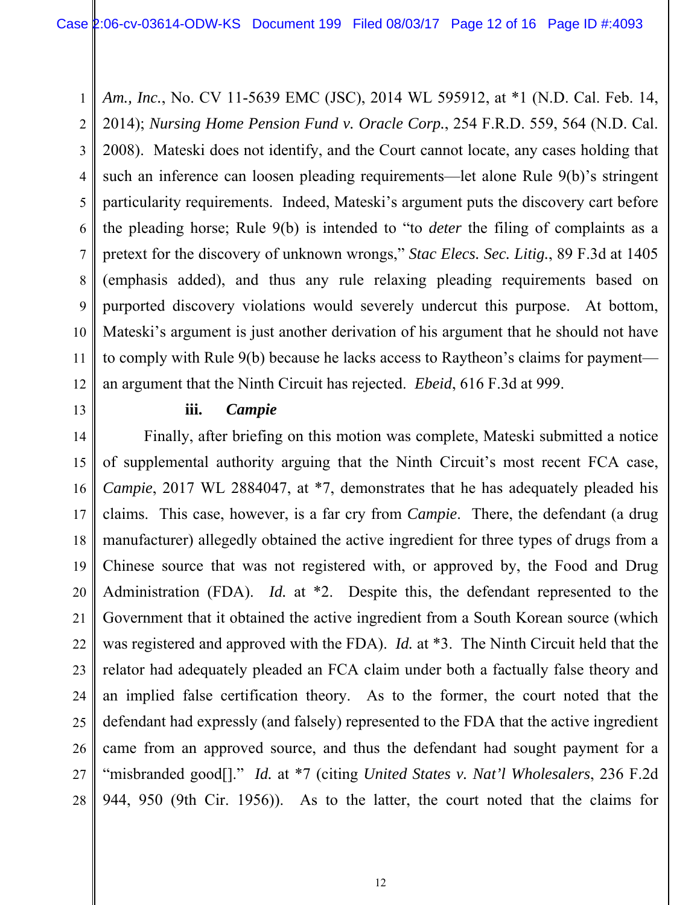*Am., Inc.*, No. CV 11-5639 EMC (JSC), 2014 WL 595912, at *1 (N.D. Cal. Feb. 14, 2014); *Nursing Home Pension Fund v. Oracle Corp.*, 254 F.R.D. 559, 564 (N.D. Cal. 2008). Mateski does not identify, and the Court cannot locate, any cases holding that such an inference can loosen pleading requirements—let alone Rule 9(b)'s stringent particularity requirements. Indeed, Mateski's argument puts the discovery cart before the pleading horse; Rule 9(b) is intended to "to *deter* the filing of complaints as a pretext for the discovery of unknown wrongs," *Stac Elecs. Sec. Litig.*, 89 F.3d at 1405 (emphasis added), and thus any rule relaxing pleading requirements based on purported discovery violations would severely undercut this purpose. At bottom, Mateski's argument is just another derivation of his argument that he should not have to comply with Rule 9(b) because he lacks access to Raytheon's claims for payment—an argument that the Ninth Circuit has rejected. *Ebeid*, 616 F.3d at 999.

**iii. *Campie***

Finally, after briefing on this motion was complete, Mateski submitted a notice of supplemental authority arguing that the Ninth Circuit's most recent FCA case, *Campie*, 2017 WL 2884047, at *7, demonstrates that he has adequately pleaded his claims. This case, however, is a far cry from *Campie*. There, the defendant (a drug manufacturer) allegedly obtained the active ingredient for three types of drugs from a Chinese source that was not registered with, or approved by, the Food and Drug Administration (FDA). *Id.* at *2. Despite this, the defendant represented to the Government that it obtained the active ingredient from a South Korean source (which was registered and approved with the FDA). *Id.* at *3. The Ninth Circuit held that the relator had adequately pleaded an FCA claim under both a factually false theory and an implied false certification theory. As to the former, the court noted that the defendant had expressly (and falsely) represented to the FDA that the active ingredient came from an approved source, and thus the defendant had sought payment for a "misbranded good[]." *Id.* at *7 (citing *United States v. Nat'l Wholesalers*, 236 F.2d 944, 950 (9th Cir. 1956)). As to the latter, the court noted that the claims for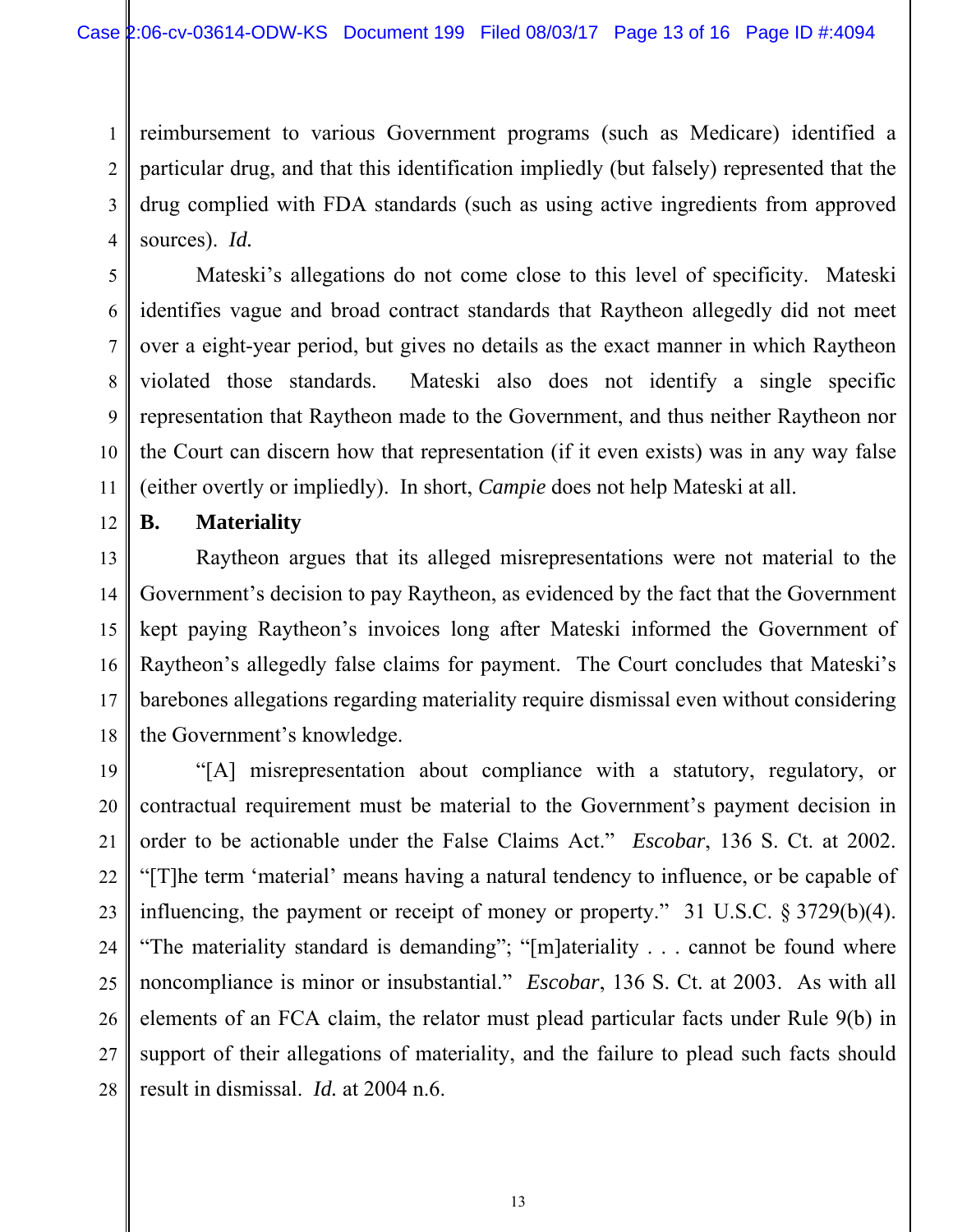reimbursement to various Government programs (such as Medicare) identified a particular drug, and that this identification impliedly (but falsely) represented that the drug complied with FDA standards (such as using active ingredients from approved sources). *Id.*

Mateski's allegations do not come close to this level of specificity. Mateski identifies vague and broad contract standards that Raytheon allegedly did not meet over a eight-year period, but gives no details as the exact manner in which Raytheon violated those standards. Mateski also does not identify a single specific representation that Raytheon made to the Government, and thus neither Raytheon nor the Court can discern how that representation (if it even exists) was in any way false (either overtly or impliedly). In short, *Campie* does not help Mateski at all.

## B. Materiality

Raytheon argues that its alleged misrepresentations were not material to the Government's decision to pay Raytheon, as evidenced by the fact that the Government kept paying Raytheon's invoices long after Mateski informed the Government of Raytheon's allegedly false claims for payment. The Court concludes that Mateski's barebones allegations regarding materiality require dismissal even without considering the Government's knowledge.

"[A] misrepresentation about compliance with a statutory, regulatory, or contractual requirement must be material to the Government's payment decision in order to be actionable under the False Claims Act." *Escobar*, 136 S. Ct. at 2002. "[T]he term 'material' means having a natural tendency to influence, or be capable of influencing, the payment or receipt of money or property." 31 U.S.C. § 3729(b)(4). "The materiality standard is demanding"; "[m]ateriality . . . cannot be found where noncompliance is minor or insubstantial." *Escobar*, 136 S. Ct. at 2003. As with all elements of an FCA claim, the relator must plead particular facts under Rule 9(b) in support of their allegations of materiality, and the failure to plead such facts should result in dismissal. *Id.* at 2004 n.6.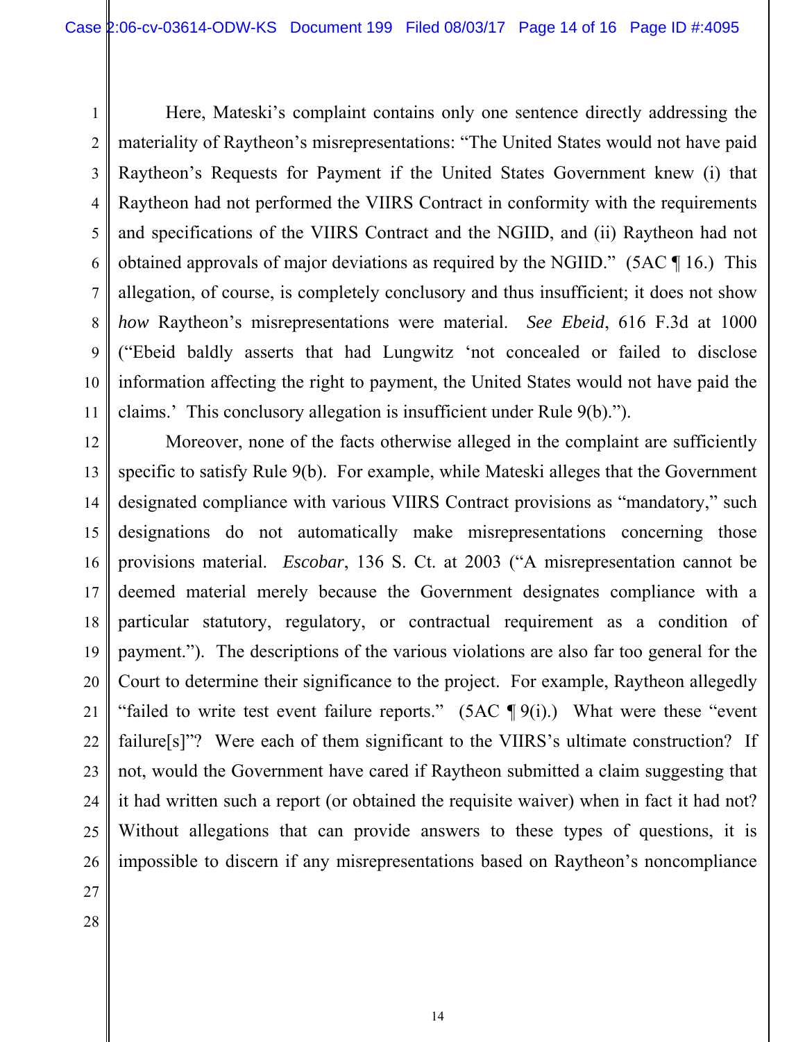Here, Mateski's complaint contains only one sentence directly addressing the materiality of Raytheon's misrepresentations: "The United States would not have paid Raytheon's Requests for Payment if the United States Government knew (i) that Raytheon had not performed the VIIRS Contract in conformity with the requirements and specifications of the VIIRS Contract and the NGIID, and (ii) Raytheon had not obtained approvals of major deviations as required by the NGIID." (5AC ¶ 16.) This allegation, of course, is completely conclusory and thus insufficient; it does not show *how* Raytheon's misrepresentations were material. *See Ebeid*, 616 F.3d at 1000 ("Ebeid baldly asserts that had Lungwitz 'not concealed or failed to disclose information affecting the right to payment, the United States would not have paid the claims.' This conclusory allegation is insufficient under Rule 9(b).").

Moreover, none of the facts otherwise alleged in the complaint are sufficiently specific to satisfy Rule 9(b). For example, while Mateski alleges that the Government designated compliance with various VIIRS Contract provisions as "mandatory," such designations do not automatically make misrepresentations concerning those provisions material. *Escobar*, 136 S. Ct. at 2003 ("A misrepresentation cannot be deemed material merely because the Government designates compliance with a particular statutory, regulatory, or contractual requirement as a condition of payment."). The descriptions of the various violations are also far too general for the Court to determine their significance to the project. For example, Raytheon allegedly "failed to write test event failure reports." (5AC ¶ 9(i).) What were these "event failure[s]"? Were each of them significant to the VIIRS's ultimate construction? If not, would the Government have cared if Raytheon submitted a claim suggesting that it had written such a report (or obtained the requisite waiver) when in fact it had not? Without allegations that can provide answers to these types of questions, it is impossible to discern if any misrepresentations based on Raytheon's noncompliance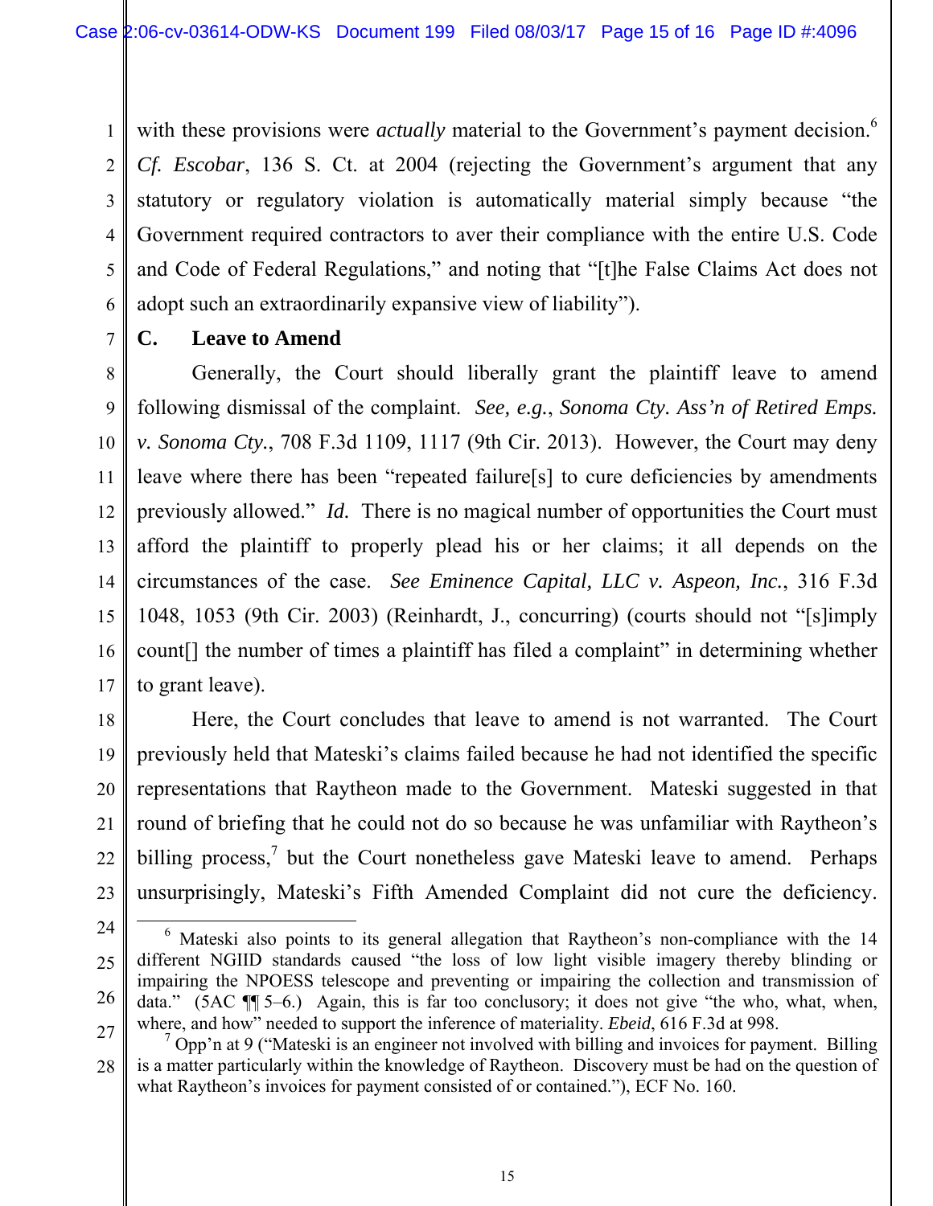with these provisions were *actually* material to the Government's payment decision.[6] *Cf. Escobar*, 136 S. Ct. at 2004 (rejecting the Government's argument that any statutory or regulatory violation is automatically material simply because "the Government required contractors to aver their compliance with the entire U.S. Code and Code of Federal Regulations," and noting that "[t]he False Claims Act does not adopt such an extraordinarily expansive view of liability").

### C. Leave to Amend

Generally, the Court should liberally grant the plaintiff leave to amend following dismissal of the complaint. *See, e.g.*, *Sonoma Cty. Ass'n of Retired Emps. v. Sonoma Cty.*, 708 F.3d 1109, 1117 (9th Cir. 2013). However, the Court may deny leave where there has been "repeated failure[s] to cure deficiencies by amendments previously allowed." *Id.* There is no magical number of opportunities the Court must afford the plaintiff to properly plead his or her claims; it all depends on the circumstances of the case. *See Eminence Capital, LLC v. Aspeon, Inc.*, 316 F.3d 1048, 1053 (9th Cir. 2003) (Reinhardt, J., concurring) (courts should not "[s]imply count[] the number of times a plaintiff has filed a complaint" in determining whether to grant leave).

Here, the Court concludes that leave to amend is not warranted. The Court previously held that Mateski's claims failed because he had not identified the specific representations that Raytheon made to the Government. Mateski suggested in that round of briefing that he could not do so because he was unfamiliar with Raytheon's billing process,[7] but the Court nonetheless gave Mateski leave to amend. Perhaps unsurprisingly, Mateski's Fifth Amended Complaint did not cure the deficiency.

---

[6] Mateski also points to its general allegation that Raytheon's non-compliance with the 14 different NGIID standards caused "the loss of low light visible imagery thereby blinding or impairing the NPOESS telescope and preventing or impairing the collection and transmission of data." (5AC ¶¶ 5–6.) Again, this is far too conclusory; it does not give "the who, what, when, where, and how" needed to support the inference of materiality. *Ebeid*, 616 F.3d at 998.

[7] Opp'n at 9 ("Mateski is an engineer not involved with billing and invoices for payment. Billing is a matter particularly within the knowledge of Raytheon. Discovery must be had on the question of what Raytheon's invoices for payment consisted of or contained."), ECF No. 160.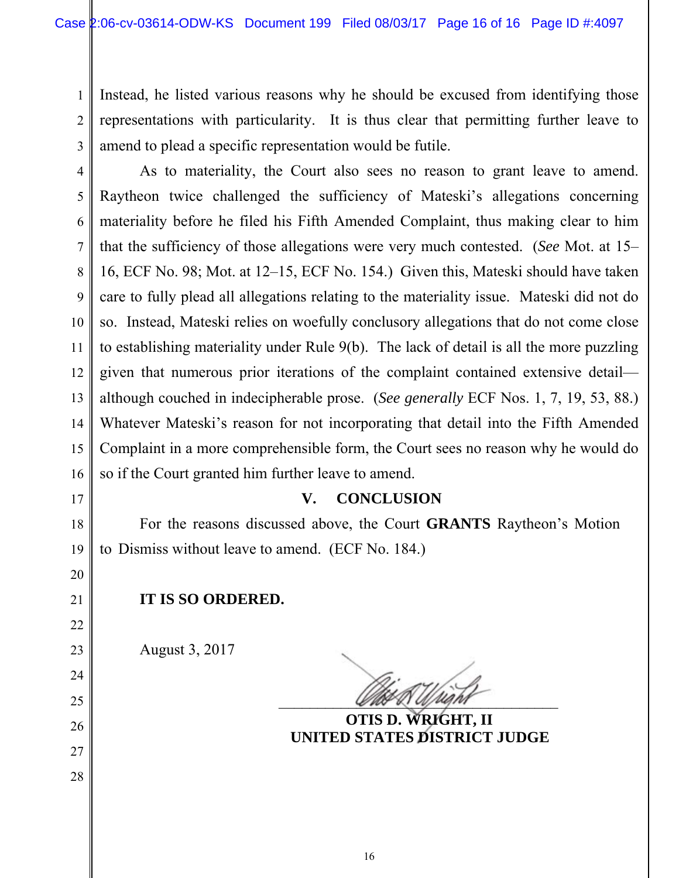Instead, he listed various reasons why he should be excused from identifying those representations with particularity. It is thus clear that permitting further leave to amend to plead a specific representation would be futile.

As to materiality, the Court also sees no reason to grant leave to amend. Raytheon twice challenged the sufficiency of Mateski's allegations concerning materiality before he filed his Fifth Amended Complaint, thus making clear to him that the sufficiency of those allegations were very much contested. (*See* Mot. at 15–16, ECF No. 98; Mot. at 12–15, ECF No. 154.) Given this, Mateski should have taken care to fully plead all allegations relating to the materiality issue. Mateski did not do so. Instead, Mateski relies on woefully conclusory allegations that do not come close to establishing materiality under Rule 9(b). The lack of detail is all the more puzzling given that numerous prior iterations of the complaint contained extensive detail—although couched in indecipherable prose. (*See generally* ECF Nos. 1, 7, 19, 53, 88.) Whatever Mateski's reason for not incorporating that detail into the Fifth Amended Complaint in a more comprehensible form, the Court sees no reason why he would do so if the Court granted him further leave to amend.

## V. CONCLUSION

For the reasons discussed above, the Court **GRANTS** Raytheon's Motion to Dismiss without leave to amend. (ECF No. 184.)

**IT IS SO ORDERED.**

August 3, 2017

**OTIS D. WRIGHT, II**
**UNITED STATES DISTRICT JUDGE**